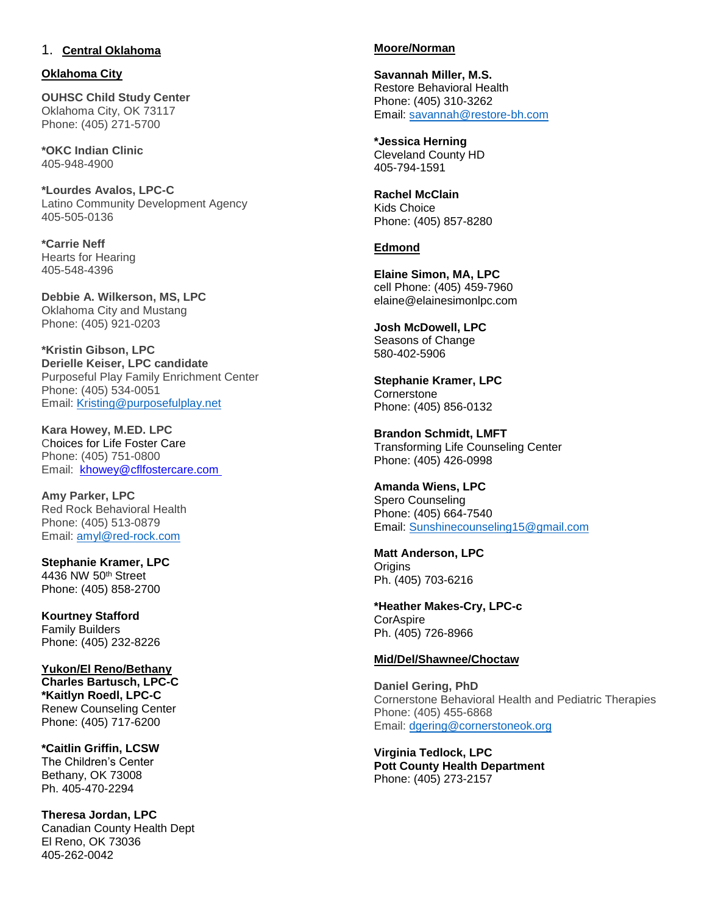## 1. Central Oklahoma

### Oklahoma City

**OUHSC Child Study Center**
Oklahoma City, OK 73117
Phone: (405) 271-5700

***OKC Indian Clinic**
405-948-4900

***Lourdes Avalos, LPC-C**
Latino Community Development Agency
405-505-0136

***Carrie Neff**
Hearts for Hearing
405-548-4396

**Debbie A. Wilkerson, MS, LPC**
Oklahoma City and Mustang
Phone: (405) 921-0203

***Kristin Gibson, LPC**
**Derielle Keiser, LPC candidate**
Purposeful Play Family Enrichment Center
Phone: (405) 534-0051
Email: Kristing@purposefulplay.net

**Kara Howey, M.ED. LPC**
Choices for Life Foster Care
Phone: (405) 751-0800
Email: khowey@cflfostercare.com

**Amy Parker, LPC**
Red Rock Behavioral Health
Phone: (405) 513-0879
Email: amyl@red-rock.com

**Stephanie Kramer, LPC**
4436 NW 50th Street
Phone: (405) 858-2700

**Kourtney Stafford**
Family Builders
Phone: (405) 232-8226

### Yukon/El Reno/Bethany

**Charles Bartusch, LPC-C**
***Kaitlyn Roedl, LPC-C**
Renew Counseling Center
Phone: (405) 717-6200

***Caitlin Griffin, LCSW**
The Children's Center
Bethany, OK 73008
Ph. 405-470-2294

**Theresa Jordan, LPC**
Canadian County Health Dept
El Reno, OK 73036
405-262-0042

### Moore/Norman

**Savannah Miller, M.S.**
Restore Behavioral Health
Phone: (405) 310-3262
Email: savannah@restore-bh.com

***Jessica Herning**
Cleveland County HD
405-794-1591

**Rachel McClain**
Kids Choice
Phone: (405) 857-8280

### Edmond

**Elaine Simon, MA, LPC**
cell Phone: (405) 459-7960
elaine@elainesimonlpc.com

**Josh McDowell, LPC**
Seasons of Change
580-402-5906

**Stephanie Kramer, LPC**
Cornerstone
Phone: (405) 856-0132

**Brandon Schmidt, LMFT**
Transforming Life Counseling Center
Phone: (405) 426-0998

**Amanda Wiens, LPC**
Spero Counseling
Phone: (405) 664-7540
Email: Sunshinecounseling15@gmail.com

**Matt Anderson, LPC**
Origins
Ph. (405) 703-6216

***Heather Makes-Cry, LPC-c**
CorAspire
Ph. (405) 726-8966

### Mid/Del/Shawnee/Choctaw

**Daniel Gering, PhD**
Cornerstone Behavioral Health and Pediatric Therapies
Phone: (405) 455-6868
Email: dgering@cornerstoneok.org

**Virginia Tedlock, LPC**
**Pott County Health Department**
Phone: (405) 273-2157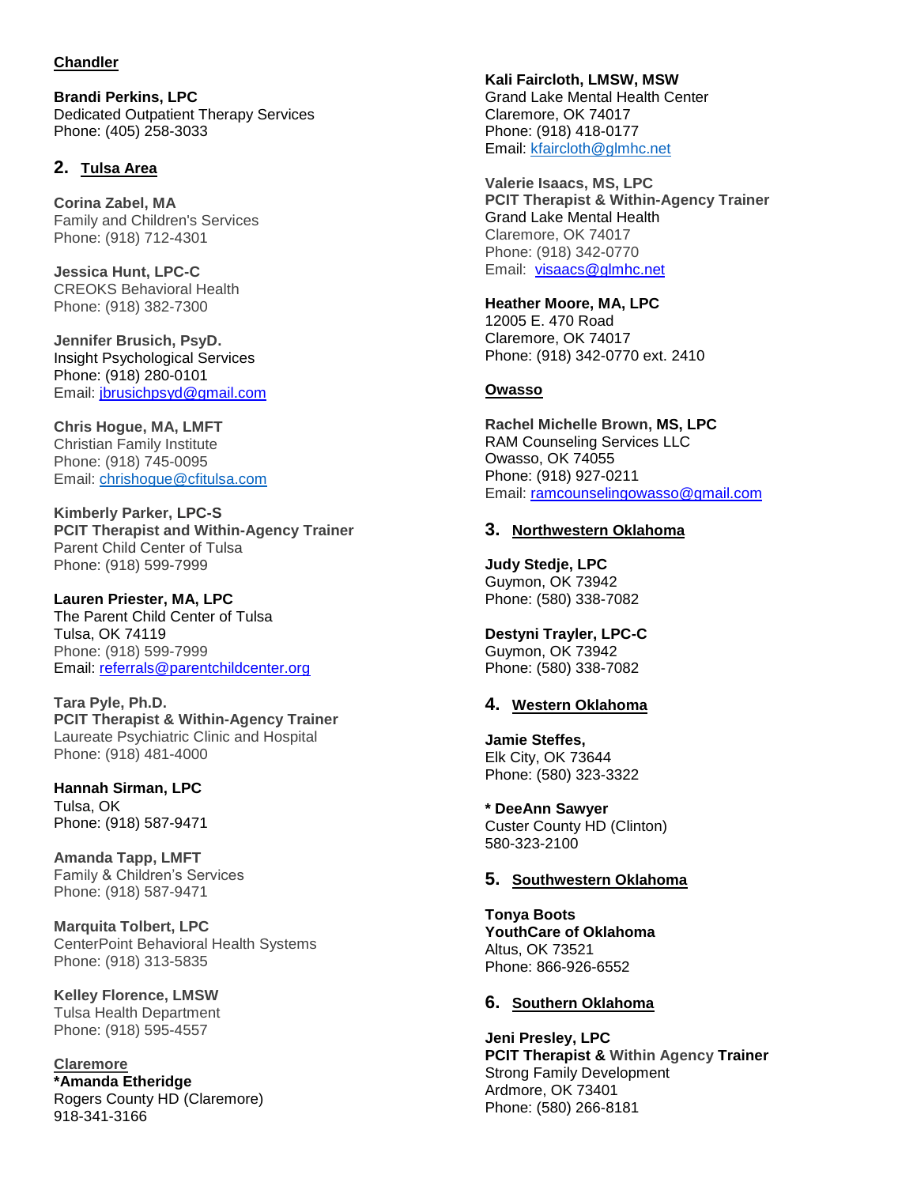**Chandler**

**Brandi Perkins, LPC**
Dedicated Outpatient Therapy Services
Phone: (405) 258-3033

## 2. Tulsa Area

**Corina Zabel, MA**
Family and Children's Services
Phone: (918) 712-4301

**Jessica Hunt, LPC-C**
CREOKS Behavioral Health
Phone: (918) 382-7300

**Jennifer Brusich, PsyD.**
Insight Psychological Services
Phone: (918) 280-0101
Email: jbrusichpsyd@gmail.com

**Chris Hogue, MA, LMFT**
Christian Family Institute
Phone: (918) 745-0095
Email: chrishogue@cfitulsa.com

**Kimberly Parker, LPC-S**
**PCIT Therapist and Within-Agency Trainer**
Parent Child Center of Tulsa
Phone: (918) 599-7999

**Lauren Priester, MA, LPC**
The Parent Child Center of Tulsa
Tulsa, OK 74119
Phone: (918) 599-7999
Email: referrals@parentchildcenter.org

**Tara Pyle, Ph.D.**
**PCIT Therapist & Within-Agency Trainer**
Laureate Psychiatric Clinic and Hospital
Phone: (918) 481-4000

**Hannah Sirman, LPC**
Tulsa, OK
Phone: (918) 587-9471

**Amanda Tapp, LMFT**
Family & Children's Services
Phone: (918) 587-9471

**Marquita Tolbert, LPC**
CenterPoint Behavioral Health Systems
Phone: (918) 313-5835

**Kelley Florence, LMSW**
Tulsa Health Department
Phone: (918) 595-4557

**Claremore**

**\*Amanda Etheridge**
Rogers County HD (Claremore)
918-341-3166

**Kali Faircloth, LMSW, MSW**
Grand Lake Mental Health Center
Claremore, OK 74017
Phone: (918) 418-0177
Email: kfaircloth@glmhc.net

**Valerie Isaacs, MS, LPC**
**PCIT Therapist & Within-Agency Trainer**
Grand Lake Mental Health
Claremore, OK 74017
Phone: (918) 342-0770
Email: visaacs@glmhc.net

**Heather Moore, MA, LPC**
12005 E. 470 Road
Claremore, OK 74017
Phone: (918) 342-0770 ext. 2410

**Owasso**

**Rachel Michelle Brown, MS, LPC**
RAM Counseling Services LLC
Owasso, OK 74055
Phone: (918) 927-0211
Email: ramcounselingowasso@gmail.com

## 3. Northwestern Oklahoma

**Judy Stedje, LPC**
Guymon, OK 73942
Phone: (580) 338-7082

**Destyni Trayler, LPC-C**
Guymon, OK 73942
Phone: (580) 338-7082

## 4. Western Oklahoma

**Jamie Steffes,**
Elk City, OK 73644
Phone: (580) 323-3322

**\* DeeAnn Sawyer**
Custer County HD (Clinton)
580-323-2100

## 5. Southwestern Oklahoma

**Tonya Boots**
**YouthCare of Oklahoma**
Altus, OK 73521
Phone: 866-926-6552

## 6. Southern Oklahoma

**Jeni Presley, LPC**
**PCIT Therapist & Within Agency Trainer**
Strong Family Development
Ardmore, OK 73401
Phone: (580) 266-8181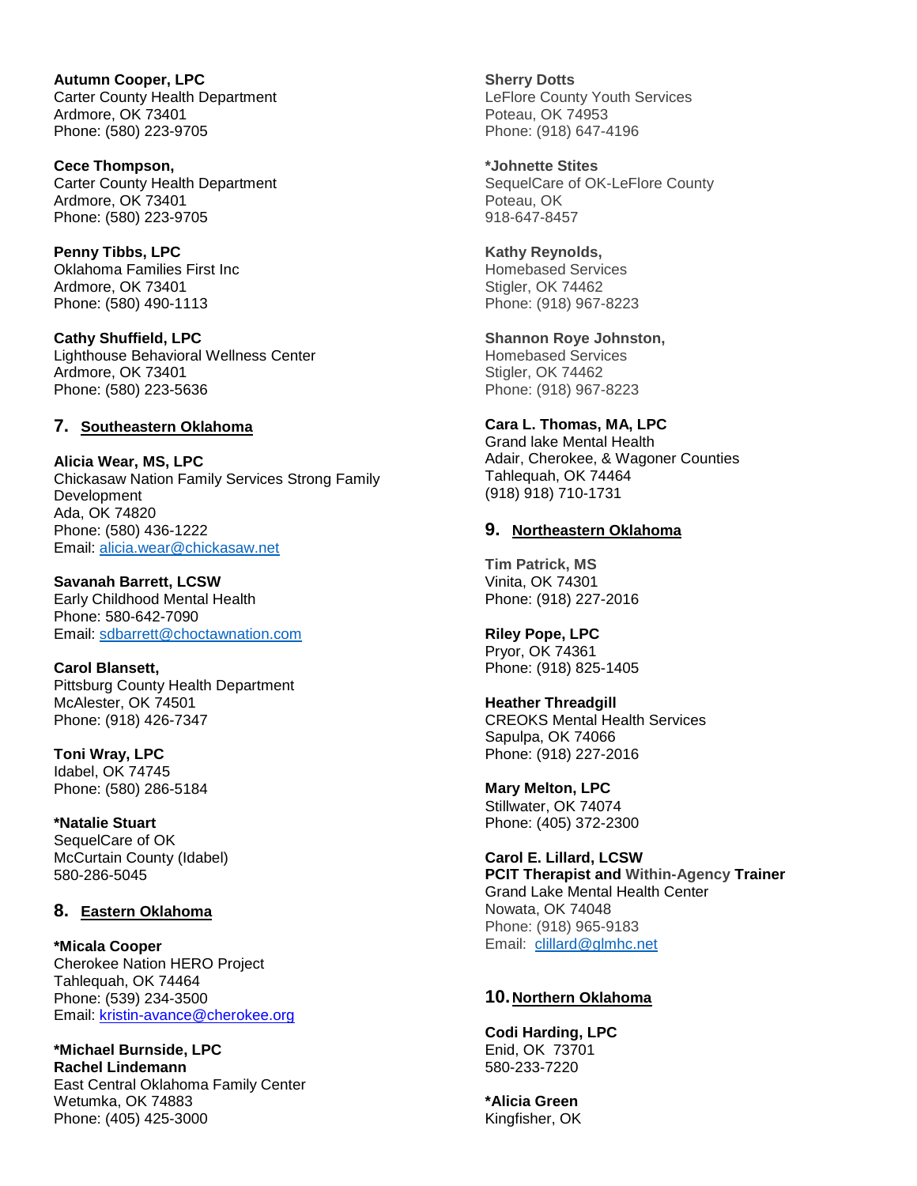**Autumn Cooper, LPC**
Carter County Health Department
Ardmore, OK 73401
Phone: (580) 223-9705

**Cece Thompson,**
Carter County Health Department
Ardmore, OK 73401
Phone: (580) 223-9705

**Penny Tibbs, LPC**
Oklahoma Families First Inc
Ardmore, OK 73401
Phone: (580) 490-1113

**Cathy Shuffield, LPC**
Lighthouse Behavioral Wellness Center
Ardmore, OK 73401
Phone: (580) 223-5636

## 7. Southeastern Oklahoma

**Alicia Wear, MS, LPC**
Chickasaw Nation Family Services Strong Family Development
Ada, OK 74820
Phone: (580) 436-1222
Email: alicia.wear@chickasaw.net

**Savanah Barrett, LCSW**
Early Childhood Mental Health
Phone: 580-642-7090
Email: sdbarrett@choctawnation.com

**Carol Blansett,**
Pittsburg County Health Department
McAlester, OK 74501
Phone: (918) 426-7347

**Toni Wray, LPC**
Idabel, OK 74745
Phone: (580) 286-5184

**\*Natalie Stuart**
SequelCare of OK
McCurtain County (Idabel)
580-286-5045

## 8. Eastern Oklahoma

**\*Micala Cooper**
Cherokee Nation HERO Project
Tahlequah, OK 74464
Phone: (539) 234-3500
Email: kristin-avance@cherokee.org

**\*Michael Burnside, LPC**
**Rachel Lindemann**
East Central Oklahoma Family Center
Wetumka, OK 74883
Phone: (405) 425-3000

**Sherry Dotts**
LeFlore County Youth Services
Poteau, OK 74953
Phone: (918) 647-4196

**\*Johnette Stites**
SequelCare of OK-LeFlore County
Poteau, OK
918-647-8457

**Kathy Reynolds,**
Homebased Services
Stigler, OK 74462
Phone: (918) 967-8223

**Shannon Roye Johnston,**
Homebased Services
Stigler, OK 74462
Phone: (918) 967-8223

**Cara L. Thomas, MA, LPC**
Grand lake Mental Health
Adair, Cherokee, & Wagoner Counties
Tahlequah, OK 74464
(918) 918) 710-1731

## 9. Northeastern Oklahoma

**Tim Patrick, MS**
Vinita, OK 74301
Phone: (918) 227-2016

**Riley Pope, LPC**
Pryor, OK 74361
Phone: (918) 825-1405

**Heather Threadgill**
CREOKS Mental Health Services
Sapulpa, OK 74066
Phone: (918) 227-2016

**Mary Melton, LPC**
Stillwater, OK 74074
Phone: (405) 372-2300

**Carol E. Lillard, LCSW**
**PCIT Therapist and Within-Agency Trainer**
Grand Lake Mental Health Center
Nowata, OK 74048
Phone: (918) 965-9183
Email: clillard@glmhc.net

## 10. Northern Oklahoma

**Codi Harding, LPC**
Enid, OK 73701
580-233-7220

**\*Alicia Green**
Kingfisher, OK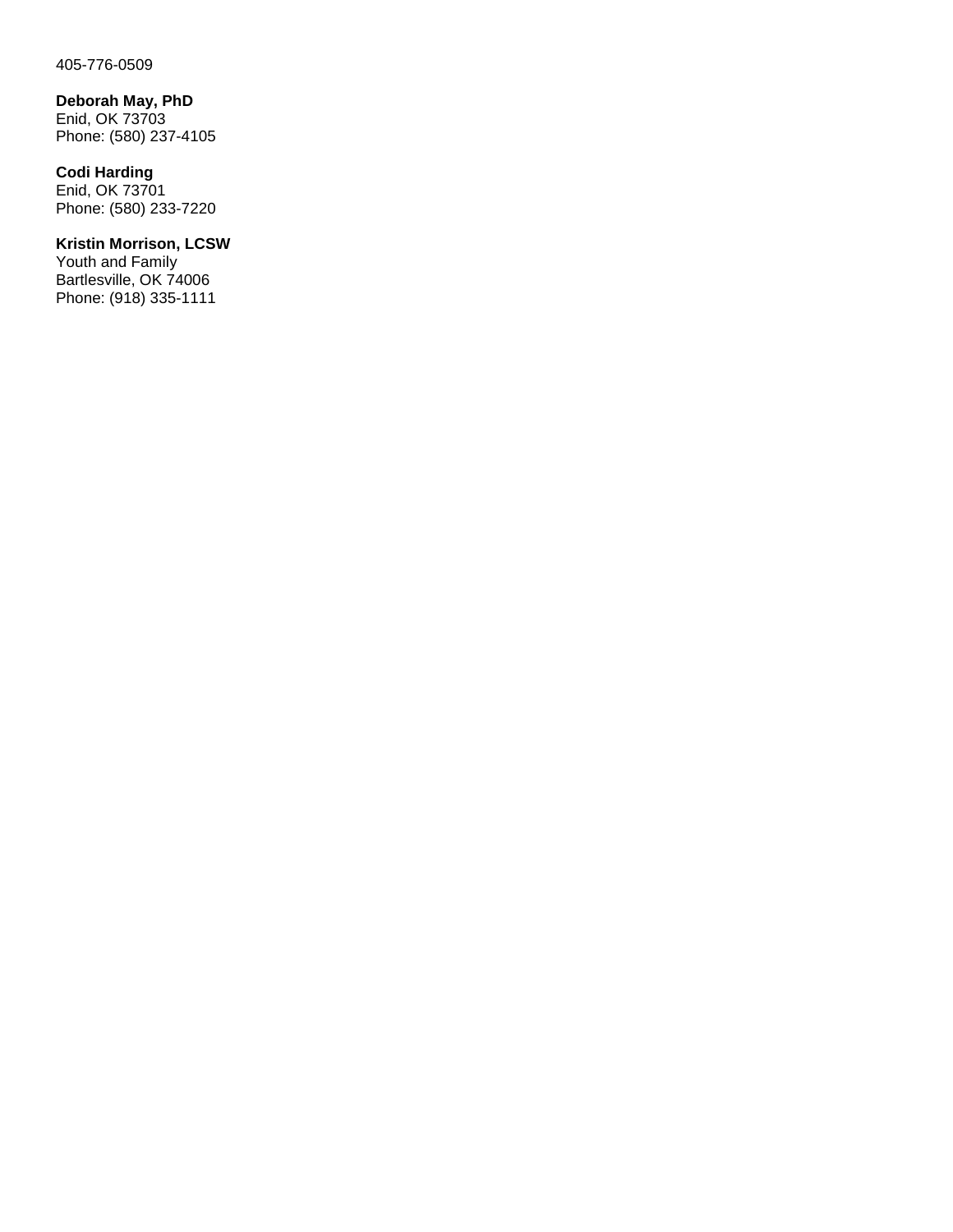405-776-0509

**Deborah May, PhD**
Enid, OK 73703
Phone: (580) 237-4105

**Codi Harding**
Enid, OK 73701
Phone: (580) 233-7220

**Kristin Morrison, LCSW**
Youth and Family
Bartlesville, OK 74006
Phone: (918) 335-1111